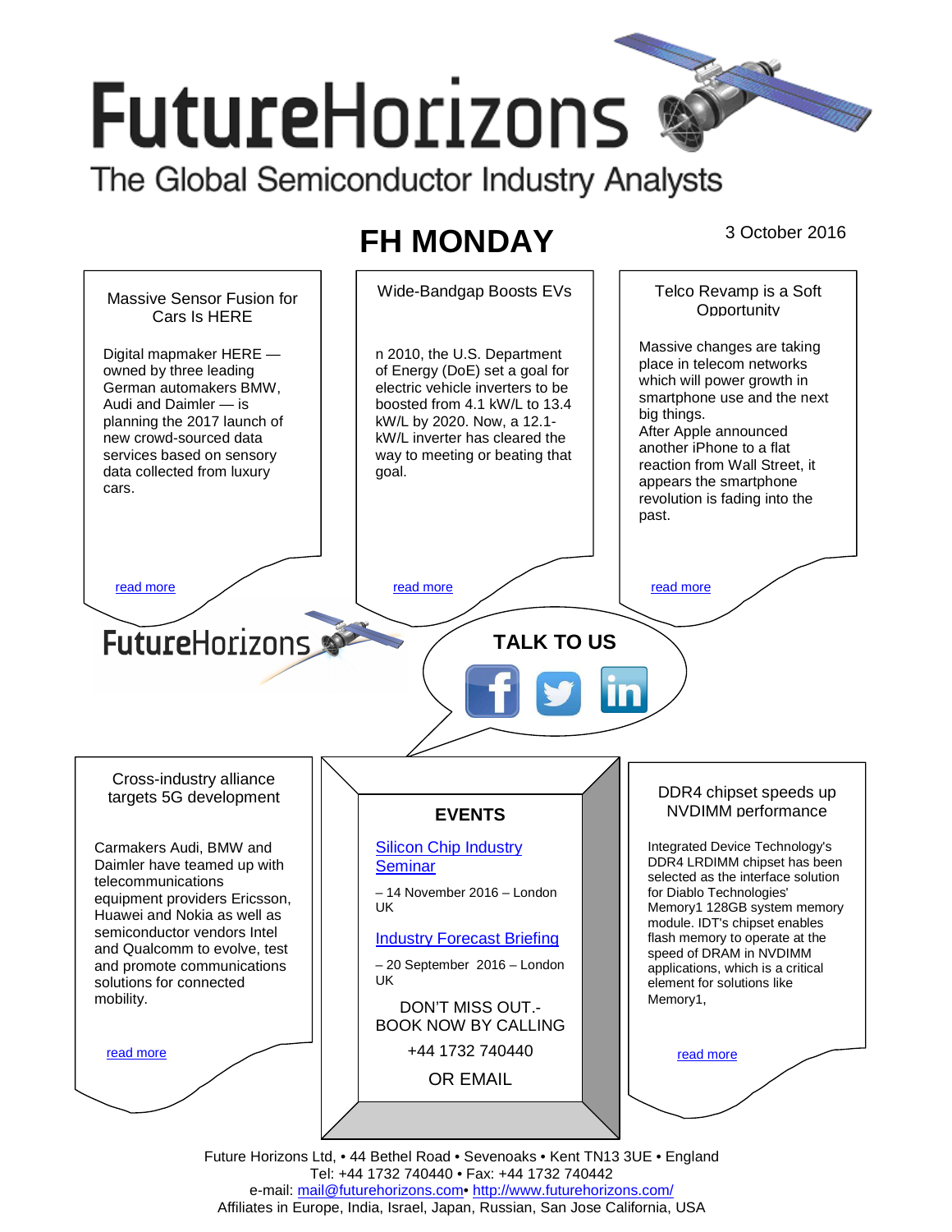# FutureHorizons

The Global Semiconductor Industry Analysts

## FH MONDAY

3 October 2016

### Massive Sensor Fusion for Cars Is HERE

Digital mapmaker HERE — owned by three leading German automakers BMW, Audi and Daimler — is planning the 2017 launch of new crowd-sourced data services based on sensory data collected from luxury cars.

read more

### Wide-Bandgap Boosts EVs

n 2010, the U.S. Department of Energy (DoE) set a goal for electric vehicle inverters to be boosted from 4.1 kW/L to 13.4 kW/L by 2020. Now, a 12.1-kW/L inverter has cleared the way to meeting or beating that goal.

read more

### Telco Revamp is a Soft Opportunity

Massive changes are taking place in telecom networks which will power growth in smartphone use and the next big things.

After Apple announced another iPhone to a flat reaction from Wall Street, it appears the smartphone revolution is fading into the past.

read more

FutureHorizons

**TALK TO US**

### Cross-industry alliance targets 5G development

Carmakers Audi, BMW and Daimler have teamed up with telecommunications equipment providers Ericsson, Huawei and Nokia as well as semiconductor vendors Intel and Qualcomm to evolve, test and promote communications solutions for connected mobility.

read more

### EVENTS

Silicon Chip Industry Seminar

– 14 November 2016 – London UK

Industry Forecast Briefing

– 20 September 2016 – London UK

DON'T MISS OUT.- BOOK NOW BY CALLING

+44 1732 740440

OR EMAIL

### DDR4 chipset speeds up NVDIMM performance

Integrated Device Technology's DDR4 LRDIMM chipset has been selected as the interface solution for Diablo Technologies' Memory1 128GB system memory module. IDT's chipset enables flash memory to operate at the speed of DRAM in NVDIMM applications, which is a critical element for solutions like Memory1,

read more

Future Horizons Ltd, • 44 Bethel Road • Sevenoaks • Kent TN13 3UE • England
Tel: +44 1732 740440 • Fax: +44 1732 740442
e-mail: mail@futurehorizons.com• http://www.futurehorizons.com/
Affiliates in Europe, India, Israel, Japan, Russian, San Jose California, USA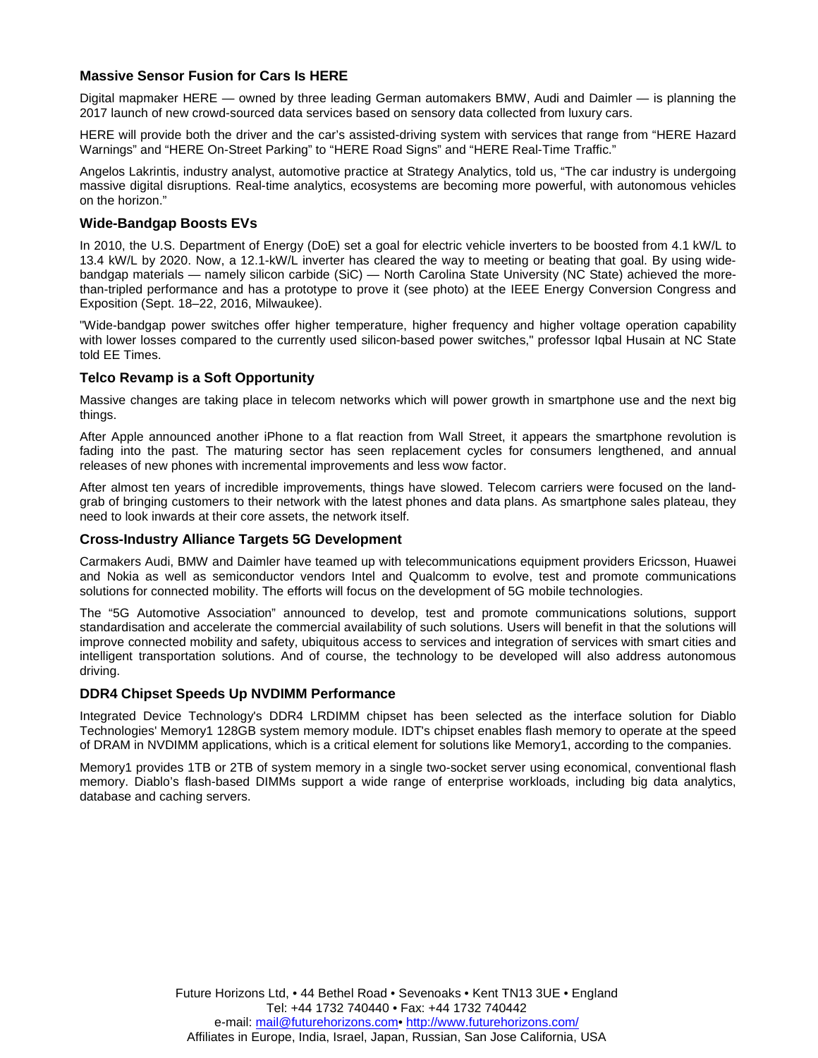### Massive Sensor Fusion for Cars Is HERE

Digital mapmaker HERE — owned by three leading German automakers BMW, Audi and Daimler — is planning the 2017 launch of new crowd-sourced data services based on sensory data collected from luxury cars.

HERE will provide both the driver and the car's assisted-driving system with services that range from "HERE Hazard Warnings" and "HERE On-Street Parking" to "HERE Road Signs" and "HERE Real-Time Traffic."

Angelos Lakrintis, industry analyst, automotive practice at Strategy Analytics, told us, "The car industry is undergoing massive digital disruptions. Real-time analytics, ecosystems are becoming more powerful, with autonomous vehicles on the horizon."

### Wide-Bandgap Boosts EVs

In 2010, the U.S. Department of Energy (DoE) set a goal for electric vehicle inverters to be boosted from 4.1 kW/L to 13.4 kW/L by 2020. Now, a 12.1-kW/L inverter has cleared the way to meeting or beating that goal. By using wide-bandgap materials — namely silicon carbide (SiC) — North Carolina State University (NC State) achieved the more-than-tripled performance and has a prototype to prove it (see photo) at the IEEE Energy Conversion Congress and Exposition (Sept. 18–22, 2016, Milwaukee).

"Wide-bandgap power switches offer higher temperature, higher frequency and higher voltage operation capability with lower losses compared to the currently used silicon-based power switches," professor Iqbal Husain at NC State told EE Times.

### Telco Revamp is a Soft Opportunity

Massive changes are taking place in telecom networks which will power growth in smartphone use and the next big things.

After Apple announced another iPhone to a flat reaction from Wall Street, it appears the smartphone revolution is fading into the past. The maturing sector has seen replacement cycles for consumers lengthened, and annual releases of new phones with incremental improvements and less wow factor.

After almost ten years of incredible improvements, things have slowed. Telecom carriers were focused on the land-grab of bringing customers to their network with the latest phones and data plans. As smartphone sales plateau, they need to look inwards at their core assets, the network itself.

### Cross-Industry Alliance Targets 5G Development

Carmakers Audi, BMW and Daimler have teamed up with telecommunications equipment providers Ericsson, Huawei and Nokia as well as semiconductor vendors Intel and Qualcomm to evolve, test and promote communications solutions for connected mobility. The efforts will focus on the development of 5G mobile technologies.

The "5G Automotive Association" announced to develop, test and promote communications solutions, support standardisation and accelerate the commercial availability of such solutions. Users will benefit in that the solutions will improve connected mobility and safety, ubiquitous access to services and integration of services with smart cities and intelligent transportation solutions. And of course, the technology to be developed will also address autonomous driving.

### DDR4 Chipset Speeds Up NVDIMM Performance

Integrated Device Technology's DDR4 LRDIMM chipset has been selected as the interface solution for Diablo Technologies' Memory1 128GB system memory module. IDT's chipset enables flash memory to operate at the speed of DRAM in NVDIMM applications, which is a critical element for solutions like Memory1, according to the companies.

Memory1 provides 1TB or 2TB of system memory in a single two-socket server using economical, conventional flash memory. Diablo's flash-based DIMMs support a wide range of enterprise workloads, including big data analytics, database and caching servers.

Future Horizons Ltd, • 44 Bethel Road • Sevenoaks • Kent TN13 3UE • England
Tel: +44 1732 740440 • Fax: +44 1732 740442
e-mail: mail@futurehorizons.com• http://www.futurehorizons.com/
Affiliates in Europe, India, Israel, Japan, Russian, San Jose California, USA